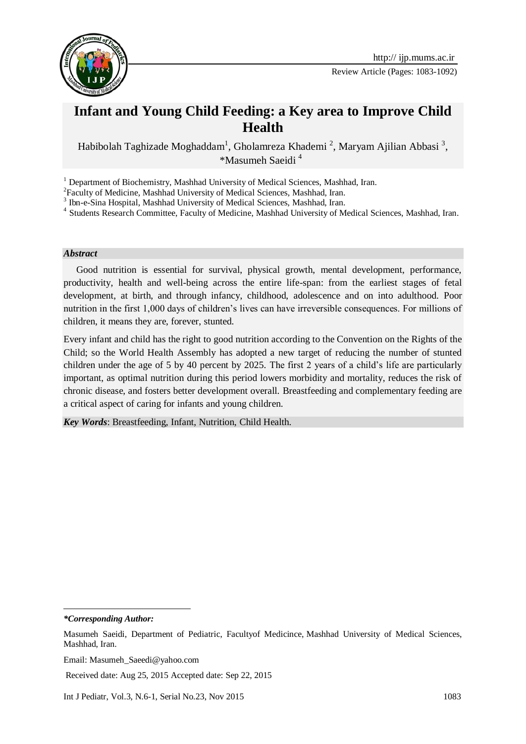Review Article

# Infant and Young Child Feeding: a Key area to Improve Child Health

Habibolah Taghizade Moghaddam[1], Gholamreza Khademi [2], Maryam Ajilian Abbasi [3], *Masumeh Saeidi [4]

[1] Department of Biochemistry, Mashhad University of Medical Sciences, Mashhad, Iran.

[2] Faculty of Medicine, Mashhad University of Medical Sciences, Mashhad, Iran.

[3] Ibn-e-Sina Hospital, Mashhad University of Medical Sciences, Mashhad, Iran.

[4] Students Research Committee, Faculty of Medicine, Mashhad University of Medical Sciences, Mashhad, Iran.

***Abstract***

Good nutrition is essential for survival, physical growth, mental development, performance, productivity, health and well-being across the entire life-span: from the earliest stages of fetal development, at birth, and through infancy, childhood, adolescence and on into adulthood. Poor nutrition in the first 1,000 days of children's lives can have irreversible consequences. For millions of children, it means they are, forever, stunted.

Every infant and child has the right to good nutrition according to the Convention on the Rights of the Child; so the World Health Assembly has adopted a new target of reducing the number of stunted children under the age of 5 by 40 percent by 2025. The first 2 years of a child's life are particularly important, as optimal nutrition during this period lowers morbidity and mortality, reduces the risk of chronic disease, and fosters better development overall. Breastfeeding and complementary feeding are a critical aspect of caring for infants and young children.

***Key Words***: Breastfeeding, Infant, Nutrition, Child Health.

***\*Corresponding Author:***

Masumeh Saeidi, Department of Pediatric, Facultyof Medicince, Mashhad University of Medical Sciences, Mashhad, Iran.

Email: Masumeh_Saeedi@yahoo.com

Received date: Aug 25, 2015 Accepted date: Sep 22, 2015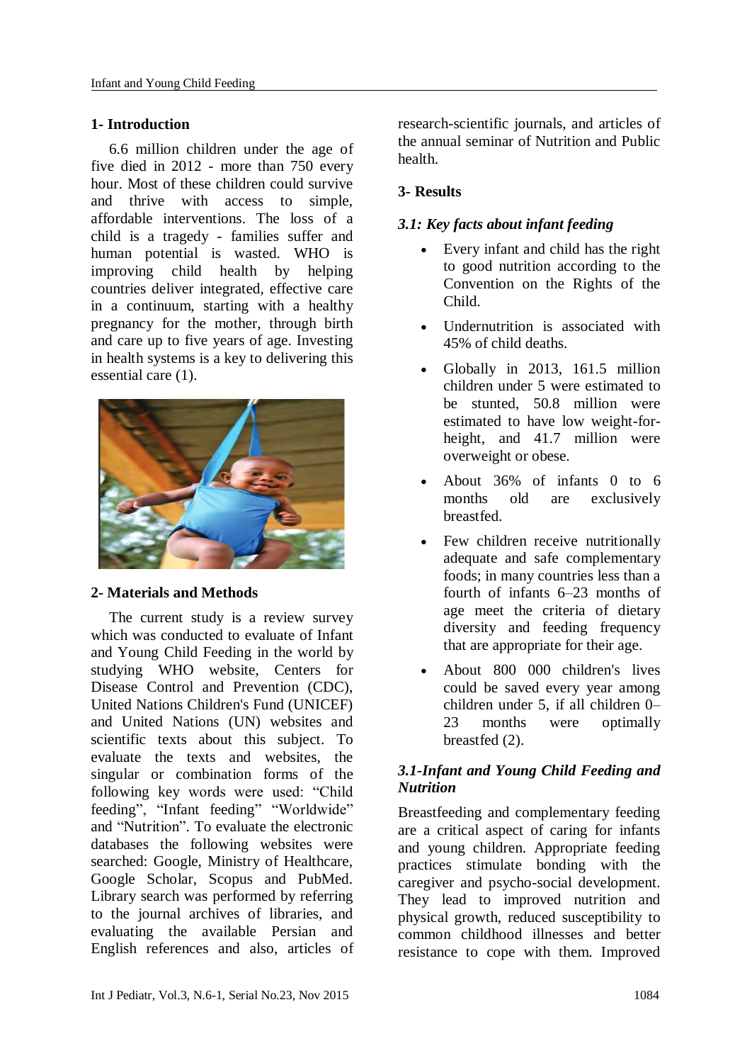## 1- Introduction

6.6 million children under the age of five died in 2012 - more than 750 every hour. Most of these children could survive and thrive with access to simple, affordable interventions. The loss of a child is a tragedy - families suffer and human potential is wasted. WHO is improving child health by helping countries deliver integrated, effective care in a continuum, starting with a healthy pregnancy for the mother, through birth and care up to five years of age. Investing in health systems is a key to delivering this essential care (1).

## 2- Materials and Methods

The current study is a review survey which was conducted to evaluate of Infant and Young Child Feeding in the world by studying WHO website, Centers for Disease Control and Prevention (CDC), United Nations Children's Fund (UNICEF) and United Nations (UN) websites and scientific texts about this subject. To evaluate the texts and websites, the singular or combination forms of the following key words were used: "Child feeding", "Infant feeding" "Worldwide" and "Nutrition". To evaluate the electronic databases the following websites were searched: Google, Ministry of Healthcare, Google Scholar, Scopus and PubMed. Library search was performed by referring to the journal archives of libraries, and evaluating the available Persian and English references and also, articles of research-scientific journals, and articles of the annual seminar of Nutrition and Public health.

## 3- Results

### *3.1: Key facts about infant feeding*

- Every infant and child has the right to good nutrition according to the Convention on the Rights of the Child.
- Undernutrition is associated with 45% of child deaths.
- Globally in 2013, 161.5 million children under 5 were estimated to be stunted, 50.8 million were estimated to have low weight-for-height, and 41.7 million were overweight or obese.
- About 36% of infants 0 to 6 months old are exclusively breastfed.
- Few children receive nutritionally adequate and safe complementary foods; in many countries less than a fourth of infants 6–23 months of age meet the criteria of dietary diversity and feeding frequency that are appropriate for their age.
- About 800 000 children's lives could be saved every year among children under 5, if all children 0–23 months were optimally breastfed (2).

### *3.1-Infant and Young Child Feeding and Nutrition*

Breastfeeding and complementary feeding are a critical aspect of caring for infants and young children. Appropriate feeding practices stimulate bonding with the caregiver and psycho-social development. They lead to improved nutrition and physical growth, reduced susceptibility to common childhood illnesses and better resistance to cope with them. Improved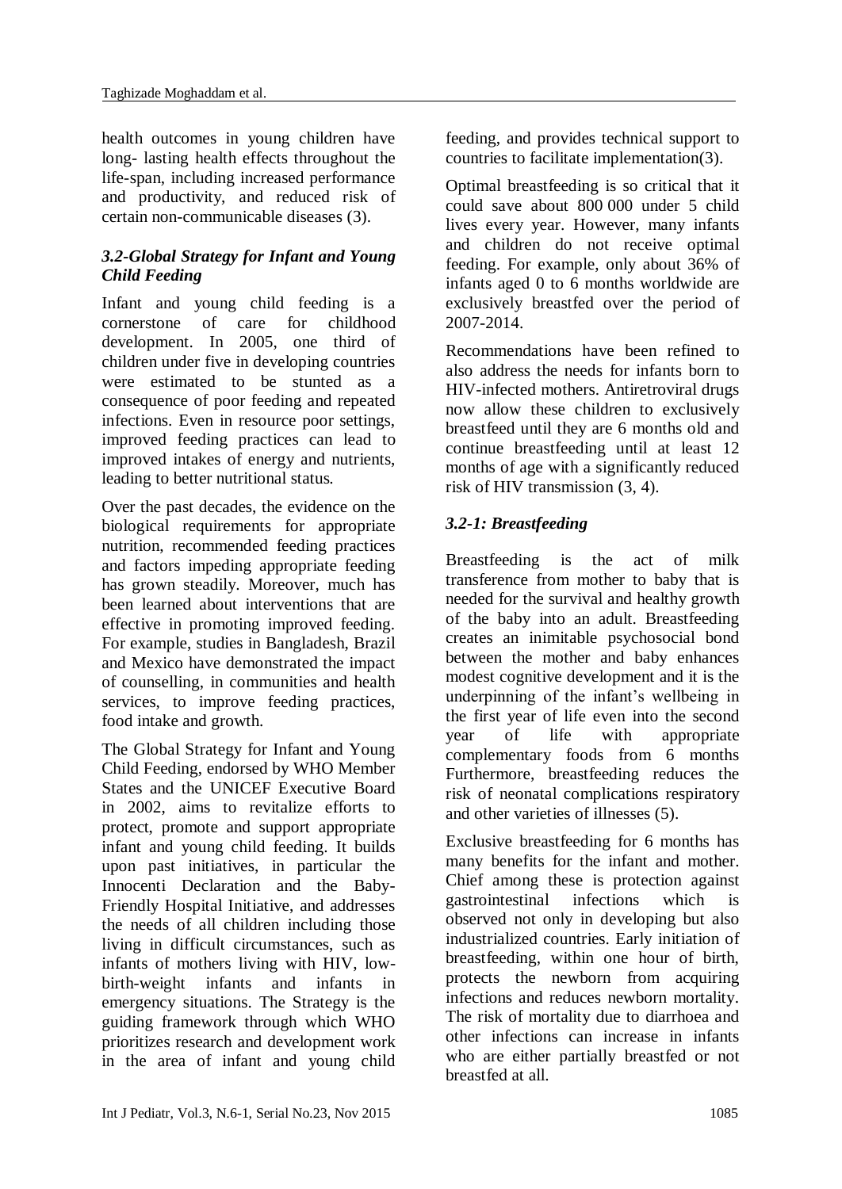health outcomes in young children have long- lasting health effects throughout the life-span, including increased performance and productivity, and reduced risk of certain non-communicable diseases (3).

### *3.2-Global Strategy for Infant and Young Child Feeding*

Infant and young child feeding is a cornerstone of care for childhood development. In 2005, one third of children under five in developing countries were estimated to be stunted as a consequence of poor feeding and repeated infections. Even in resource poor settings, improved feeding practices can lead to improved intakes of energy and nutrients, leading to better nutritional status.

Over the past decades, the evidence on the biological requirements for appropriate nutrition, recommended feeding practices and factors impeding appropriate feeding has grown steadily. Moreover, much has been learned about interventions that are effective in promoting improved feeding. For example, studies in Bangladesh, Brazil and Mexico have demonstrated the impact of counselling, in communities and health services, to improve feeding practices, food intake and growth.

The Global Strategy for Infant and Young Child Feeding, endorsed by WHO Member States and the UNICEF Executive Board in 2002, aims to revitalize efforts to protect, promote and support appropriate infant and young child feeding. It builds upon past initiatives, in particular the Innocenti Declaration and the Baby-Friendly Hospital Initiative, and addresses the needs of all children including those living in difficult circumstances, such as infants of mothers living with HIV, low-birth-weight infants and infants in emergency situations. The Strategy is the guiding framework through which WHO prioritizes research and development work in the area of infant and young child feeding, and provides technical support to countries to facilitate implementation(3).

Optimal breastfeeding is so critical that it could save about 800 000 under 5 child lives every year. However, many infants and children do not receive optimal feeding. For example, only about 36% of infants aged 0 to 6 months worldwide are exclusively breastfed over the period of 2007-2014.

Recommendations have been refined to also address the needs for infants born to HIV-infected mothers. Antiretroviral drugs now allow these children to exclusively breastfeed until they are 6 months old and continue breastfeeding until at least 12 months of age with a significantly reduced risk of HIV transmission (3, 4).

### *3.2-1: Breastfeeding*

Breastfeeding is the act of milk transference from mother to baby that is needed for the survival and healthy growth of the baby into an adult. Breastfeeding creates an inimitable psychosocial bond between the mother and baby enhances modest cognitive development and it is the underpinning of the infant's wellbeing in the first year of life even into the second year of life with appropriate complementary foods from 6 months Furthermore, breastfeeding reduces the risk of neonatal complications respiratory and other varieties of illnesses (5).

Exclusive breastfeeding for 6 months has many benefits for the infant and mother. Chief among these is protection against gastrointestinal infections which is observed not only in developing but also industrialized countries. Early initiation of breastfeeding, within one hour of birth, protects the newborn from acquiring infections and reduces newborn mortality. The risk of mortality due to diarrhoea and other infections can increase in infants who are either partially breastfed or not breastfed at all.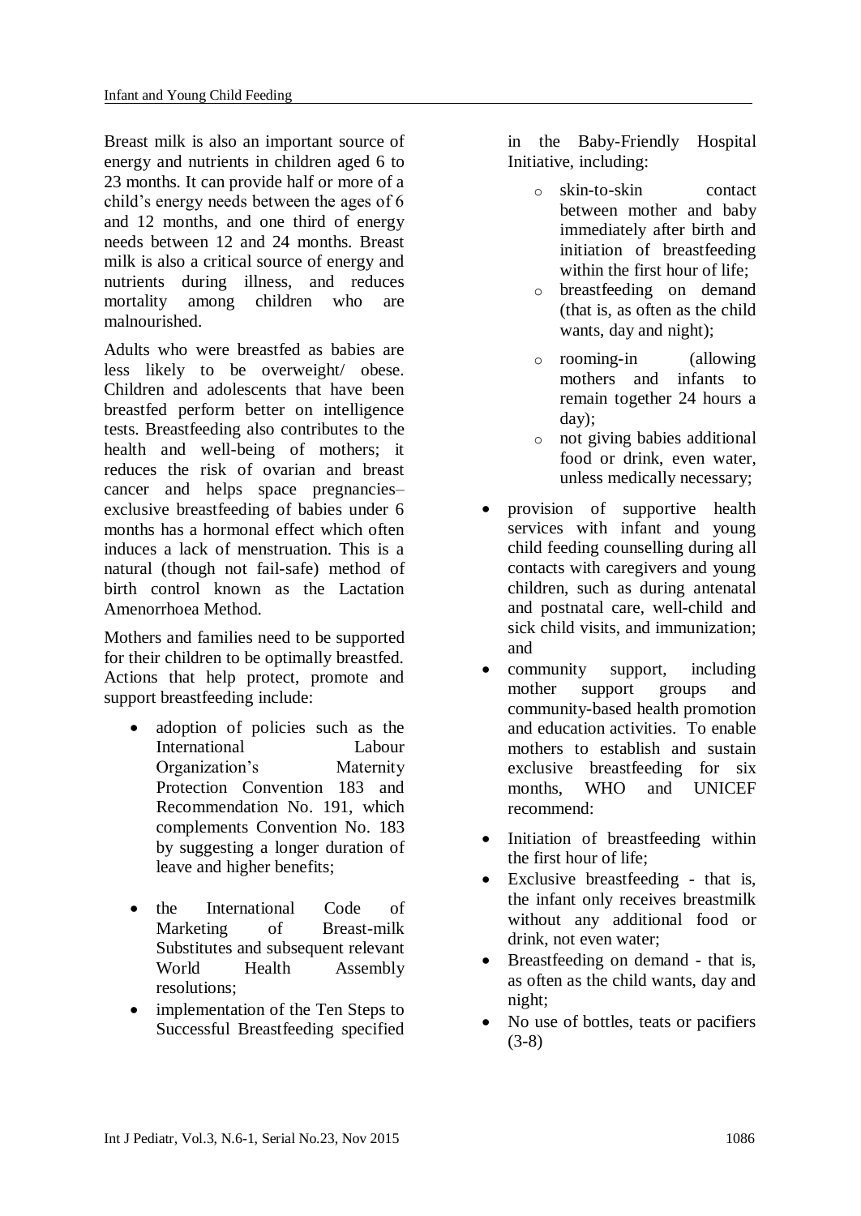Breast milk is also an important source of energy and nutrients in children aged 6 to 23 months. It can provide half or more of a child's energy needs between the ages of 6 and 12 months, and one third of energy needs between 12 and 24 months. Breast milk is also a critical source of energy and nutrients during illness, and reduces mortality among children who are malnourished.

Adults who were breastfed as babies are less likely to be overweight/ obese. Children and adolescents that have been breastfed perform better on intelligence tests. Breastfeeding also contributes to the health and well-being of mothers; it reduces the risk of ovarian and breast cancer and helps space pregnancies– exclusive breastfeeding of babies under 6 months has a hormonal effect which often induces a lack of menstruation. This is a natural (though not fail-safe) method of birth control known as the Lactation Amenorrhoea Method.

Mothers and families need to be supported for their children to be optimally breastfed. Actions that help protect, promote and support breastfeeding include:

- adoption of policies such as the International Labour Organization's Maternity Protection Convention 183 and Recommendation No. 191, which complements Convention No. 183 by suggesting a longer duration of leave and higher benefits;
- the International Code of Marketing of Breast-milk Substitutes and subsequent relevant World Health Assembly resolutions;
- implementation of the Ten Steps to Successful Breastfeeding specified in the Baby-Friendly Hospital Initiative, including:
  - skin-to-skin contact between mother and baby immediately after birth and initiation of breastfeeding within the first hour of life;
  - breastfeeding on demand (that is, as often as the child wants, day and night);
  - rooming-in (allowing mothers and infants to remain together 24 hours a day);
  - not giving babies additional food or drink, even water, unless medically necessary;
- provision of supportive health services with infant and young child feeding counselling during all contacts with caregivers and young children, such as during antenatal and postnatal care, well-child and sick child visits, and immunization; and
- community support, including mother support groups and community-based health promotion and education activities. To enable mothers to establish and sustain exclusive breastfeeding for six months, WHO and UNICEF recommend:
- Initiation of breastfeeding within the first hour of life;
- Exclusive breastfeeding - that is, the infant only receives breastmilk without any additional food or drink, not even water;
- Breastfeeding on demand - that is, as often as the child wants, day and night;
- No use of bottles, teats or pacifiers (3-8)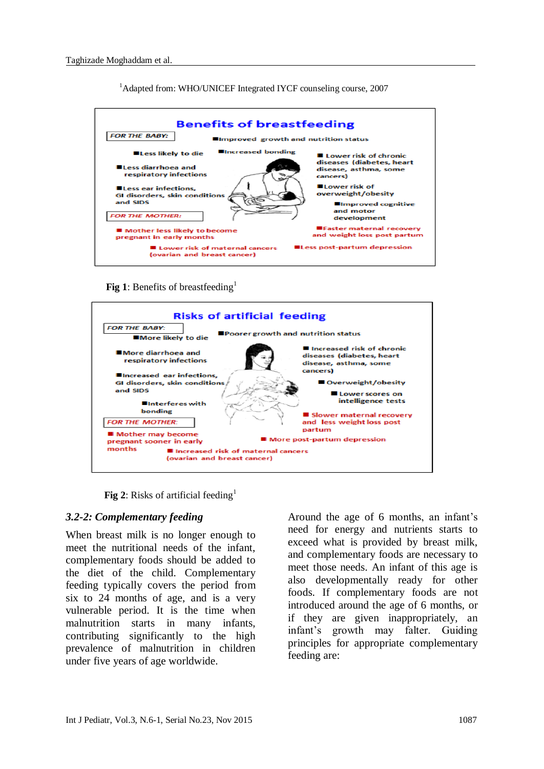[1]Adapted from: WHO/UNICEF Integrated IYCF counseling course, 2007

**Benefits of breastfeeding**

FOR THE BABY:

- Improved growth and nutrition status
- Less likely to die
- Increased bonding
- Less diarrhoea and respiratory infections
- Lower risk of chronic diseases (diabetes, heart disease, asthma, some cancers)
- Less ear infections, GI disorders, skin conditions and SIDS
- Lower risk of overweight/obesity
- Improved cognitive and motor development

FOR THE MOTHER:

- Mother less likely to become pregnant in early months
- Faster maternal recovery and weight loss post partum
- Lower risk of maternal cancers (ovarian and breast cancer)
- Less post-partum depression

**Fig 1**: Benefits of breastfeeding[1]

**Risks of artificial feeding**

FOR THE BABY:

- More likely to die
- Poorer growth and nutrition status
- More diarrhoea and respiratory infections
- Increased risk of chronic diseases (diabetes, heart disease, asthma, some cancers)
- Increased ear infections, GI disorders, skin conditions and SIDS
- Overweight/obesity
- Lower scores on intelligence tests
- Interferes with bonding

FOR THE MOTHER:

- Slower maternal recovery and less weight loss post partum
- Mother may become pregnant sooner in early months
- More post-partum depression
- Increased risk of maternal cancers (ovarian and breast cancer)

**Fig 2**: Risks of artificial feeding[1]

### *3.2-2: Complementary feeding*

When breast milk is no longer enough to meet the nutritional needs of the infant, complementary foods should be added to the diet of the child. Complementary feeding typically covers the period from six to 24 months of age, and is a very vulnerable period. It is the time when malnutrition starts in many infants, contributing significantly to the high prevalence of malnutrition in children under five years of age worldwide.

Around the age of 6 months, an infant's need for energy and nutrients starts to exceed what is provided by breast milk, and complementary foods are necessary to meet those needs. An infant of this age is also developmentally ready for other foods. If complementary foods are not introduced around the age of 6 months, or if they are given inappropriately, an infant's growth may falter. Guiding principles for appropriate complementary feeding are: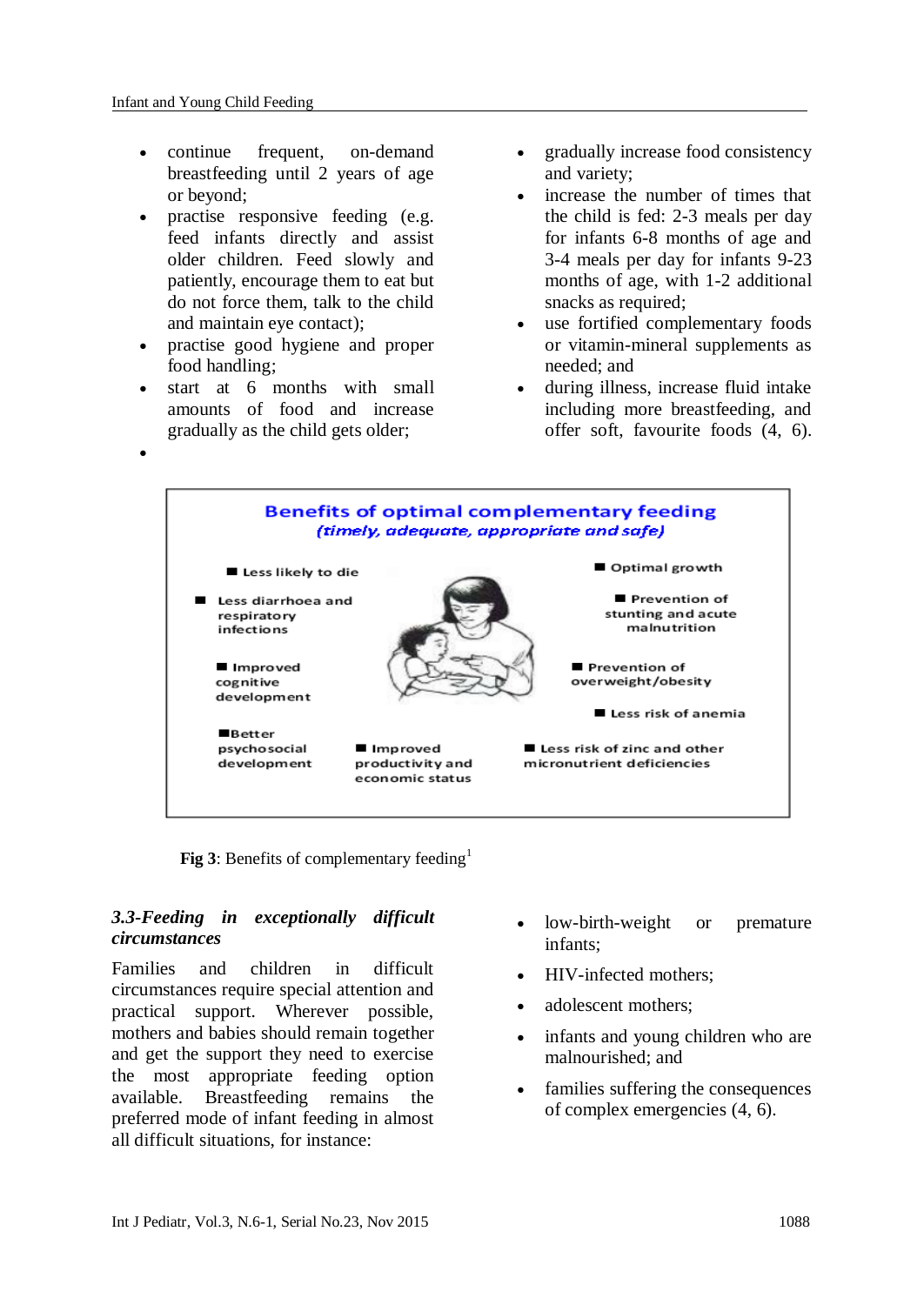- continue frequent, on-demand breastfeeding until 2 years of age or beyond;
- practise responsive feeding (e.g. feed infants directly and assist older children. Feed slowly and patiently, encourage them to eat but do not force them, talk to the child and maintain eye contact);
- practise good hygiene and proper food handling;
- start at 6 months with small amounts of food and increase gradually as the child gets older;
- gradually increase food consistency and variety;
- increase the number of times that the child is fed: 2-3 meals per day for infants 6-8 months of age and 3-4 meals per day for infants 9-23 months of age, with 1-2 additional snacks as required;
- use fortified complementary foods or vitamin-mineral supplements as needed; and
- during illness, increase fluid intake including more breastfeeding, and offer soft, favourite foods (4, 6).

**Benefits of optimal complementary feeding**
*(timely, adequate, appropriate and safe)*

- Less likely to die
- Less diarrhoea and respiratory infections
- Improved cognitive development
- Better psychosocial development
- Improved productivity and economic status
- Optimal growth
- Prevention of stunting and acute malnutrition
- Prevention of overweight/obesity
- Less risk of anemia
- Less risk of zinc and other micronutrient deficiencies

**Fig 3**: Benefits of complementary feeding[1]

### *3.3-Feeding in exceptionally difficult circumstances*

Families and children in difficult circumstances require special attention and practical support. Wherever possible, mothers and babies should remain together and get the support they need to exercise the most appropriate feeding option available. Breastfeeding remains the preferred mode of infant feeding in almost all difficult situations, for instance:

- low-birth-weight or premature infants;
- HIV-infected mothers;
- adolescent mothers;
- infants and young children who are malnourished; and
- families suffering the consequences of complex emergencies (4, 6).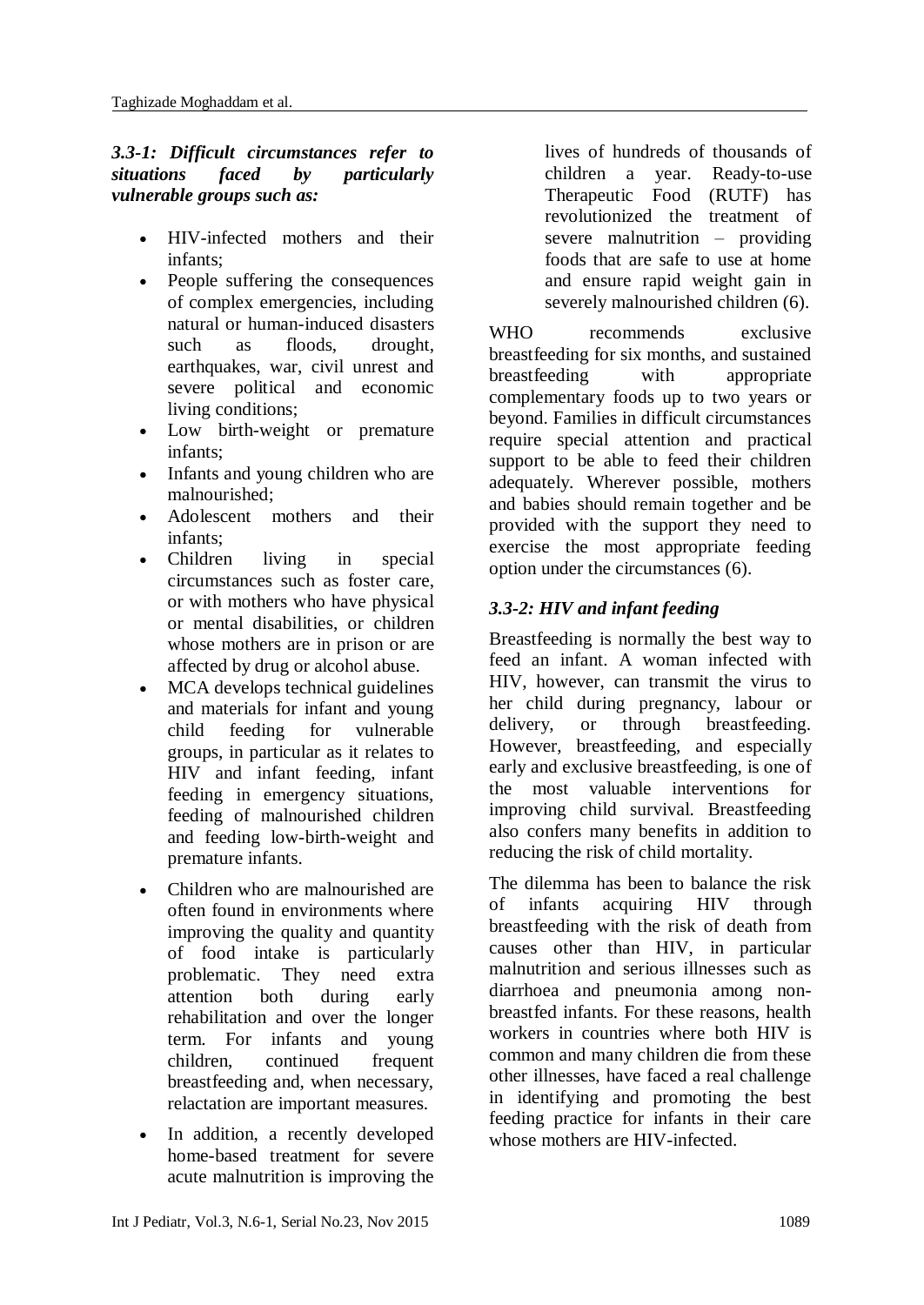### *3.3-1: Difficult circumstances refer to situations faced by particularly vulnerable groups such as:*

- HIV-infected mothers and their infants;
- People suffering the consequences of complex emergencies, including natural or human-induced disasters such as floods, drought, earthquakes, war, civil unrest and severe political and economic living conditions;
- Low birth-weight or premature infants;
- Infants and young children who are malnourished;
- Adolescent mothers and their infants;
- Children living in special circumstances such as foster care, or with mothers who have physical or mental disabilities, or children whose mothers are in prison or are affected by drug or alcohol abuse.
- MCA develops technical guidelines and materials for infant and young child feeding for vulnerable groups, in particular as it relates to HIV and infant feeding, infant feeding in emergency situations, feeding of malnourished children and feeding low-birth-weight and premature infants.
- Children who are malnourished are often found in environments where improving the quality and quantity of food intake is particularly problematic. They need extra attention both during early rehabilitation and over the longer term. For infants and young children, continued frequent breastfeeding and, when necessary, relactation are important measures.
- In addition, a recently developed home-based treatment for severe acute malnutrition is improving the lives of hundreds of thousands of children a year. Ready-to-use Therapeutic Food (RUTF) has revolutionized the treatment of severe malnutrition – providing foods that are safe to use at home and ensure rapid weight gain in severely malnourished children (6).

WHO recommends exclusive breastfeeding for six months, and sustained breastfeeding with appropriate complementary foods up to two years or beyond. Families in difficult circumstances require special attention and practical support to be able to feed their children adequately. Wherever possible, mothers and babies should remain together and be provided with the support they need to exercise the most appropriate feeding option under the circumstances (6).

### *3.3-2: HIV and infant feeding*

Breastfeeding is normally the best way to feed an infant. A woman infected with HIV, however, can transmit the virus to her child during pregnancy, labour or delivery, or through breastfeeding. However, breastfeeding, and especially early and exclusive breastfeeding, is one of the most valuable interventions for improving child survival. Breastfeeding also confers many benefits in addition to reducing the risk of child mortality.

The dilemma has been to balance the risk of infants acquiring HIV through breastfeeding with the risk of death from causes other than HIV, in particular malnutrition and serious illnesses such as diarrhoea and pneumonia among non-breastfed infants. For these reasons, health workers in countries where both HIV is common and many children die from these other illnesses, have faced a real challenge in identifying and promoting the best feeding practice for infants in their care whose mothers are HIV-infected.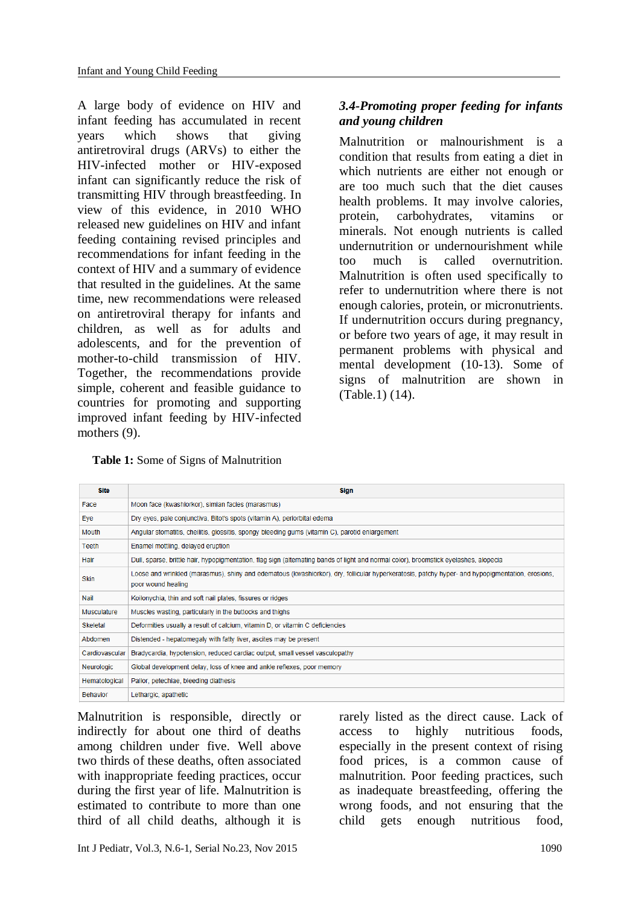A large body of evidence on HIV and infant feeding has accumulated in recent years which shows that giving antiretroviral drugs (ARVs) to either the HIV-infected mother or HIV-exposed infant can significantly reduce the risk of transmitting HIV through breastfeeding. In view of this evidence, in 2010 WHO released new guidelines on HIV and infant feeding containing revised principles and recommendations for infant feeding in the context of HIV and a summary of evidence that resulted in the guidelines. At the same time, new recommendations were released on antiretroviral therapy for infants and children, as well as for adults and adolescents, and for the prevention of mother-to-child transmission of HIV. Together, the recommendations provide simple, coherent and feasible guidance to countries for promoting and supporting improved infant feeding by HIV-infected mothers (9).

### *3.4-Promoting proper feeding for infants and young children*

Malnutrition or malnourishment is a condition that results from eating a diet in which nutrients are either not enough or are too much such that the diet causes health problems. It may involve calories, protein, carbohydrates, vitamins or minerals. Not enough nutrients is called undernutrition or undernourishment while too much is called overnutrition. Malnutrition is often used specifically to refer to undernutrition where there is not enough calories, protein, or micronutrients. If undernutrition occurs during pregnancy, or before two years of age, it may result in permanent problems with physical and mental development (10-13). Some of signs of malnutrition are shown in (Table.1) (14).

**Table 1:** Some of Signs of Malnutrition

| Site | Sign |
|---|---|
| Face | Moon face (kwashiorkor), simian facies (marasmus) |
| Eye | Dry eyes, pale conjunctiva, Bitot's spots (vitamin A), periorbital edema |
| Mouth | Angular stomatitis, cheilitis, glossitis, spongy bleeding gums (vitamin C), parotid enlargement |
| Teeth | Enamel mottling, delayed eruption |
| Hair | Dull, sparse, brittle hair, hypopigmentation, flag sign (alternating bands of light and normal color), broomstick eyelashes, alopecia |
| Skin | Loose and wrinkled (marasmus), shiny and edematous (kwashiorkor), dry, follicular hyperkeratosis, patchy hyper- and hypopigmentation, erosions, poor wound healing |
| Nail | Koilonychia, thin and soft nail plates, fissures or ridges |
| Musculature | Muscles wasting, particularly in the buttocks and thighs |
| Skeletal | Deformities usually a result of calcium, vitamin D, or vitamin C deficiencies |
| Abdomen | Distended - hepatomegaly with fatty liver, ascites may be present |
| Cardiovascular | Bradycardia, hypotension, reduced cardiac output, small vessel vasculopathy |
| Neurologic | Global development delay, loss of knee and ankle reflexes, poor memory |
| Hematological | Pallor, petechiae, bleeding diathesis |
| Behavior | Lethargic, apathetic |

Malnutrition is responsible, directly or indirectly for about one third of deaths among children under five. Well above two thirds of these deaths, often associated with inappropriate feeding practices, occur during the first year of life. Malnutrition is estimated to contribute to more than one third of all child deaths, although it is rarely listed as the direct cause. Lack of access to highly nutritious foods, especially in the present context of rising food prices, is a common cause of malnutrition. Poor feeding practices, such as inadequate breastfeeding, offering the wrong foods, and not ensuring that the child gets enough nutritious food,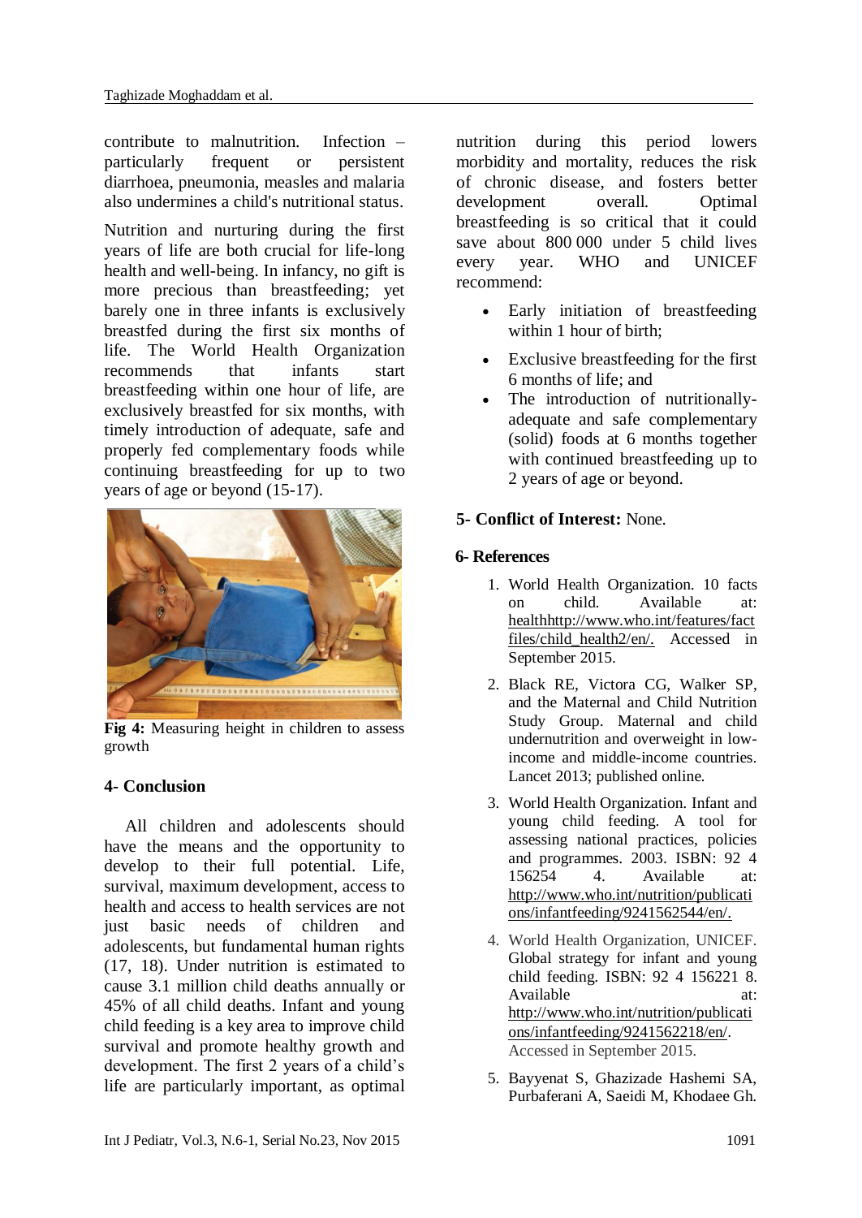contribute to malnutrition. Infection – particularly frequent or persistent diarrhoea, pneumonia, measles and malaria also undermines a child's nutritional status.

Nutrition and nurturing during the first years of life are both crucial for life-long health and well-being. In infancy, no gift is more precious than breastfeeding; yet barely one in three infants is exclusively breastfed during the first six months of life. The World Health Organization recommends that infants start breastfeeding within one hour of life, are exclusively breastfed for six months, with timely introduction of adequate, safe and properly fed complementary foods while continuing breastfeeding for up to two years of age or beyond (15-17).

**Fig 4:** Measuring height in children to assess growth

## 4- Conclusion

All children and adolescents should have the means and the opportunity to develop to their full potential. Life, survival, maximum development, access to health and access to health services are not just basic needs of children and adolescents, but fundamental human rights (17, 18). Under nutrition is estimated to cause 3.1 million child deaths annually or 45% of all child deaths. Infant and young child feeding is a key area to improve child survival and promote healthy growth and development. The first 2 years of a child's life are particularly important, as optimal nutrition during this period lowers morbidity and mortality, reduces the risk of chronic disease, and fosters better development overall. Optimal breastfeeding is so critical that it could save about 800 000 under 5 child lives every year. WHO and UNICEF recommend:

- Early initiation of breastfeeding within 1 hour of birth;
- Exclusive breastfeeding for the first 6 months of life; and
- The introduction of nutritionally-adequate and safe complementary (solid) foods at 6 months together with continued breastfeeding up to 2 years of age or beyond.

## 5- Conflict of Interest: None.

## 6- References

1. World Health Organization. 10 facts on child. Available at: healthhttp://www.who.int/features/factfiles/child_health2/en/. Accessed in September 2015.
2. Black RE, Victora CG, Walker SP, and the Maternal and Child Nutrition Study Group. Maternal and child undernutrition and overweight in low-income and middle-income countries. Lancet 2013; published online.
3. World Health Organization. Infant and young child feeding. A tool for assessing national practices, policies and programmes. 2003. ISBN: 92 4 156254 4. Available at: http://www.who.int/nutrition/publications/infantfeeding/9241562544/en/.
4. World Health Organization, UNICEF. Global strategy for infant and young child feeding. ISBN: 92 4 156221 8. Available at: http://www.who.int/nutrition/publications/infantfeeding/9241562218/en/. Accessed in September 2015.
5. Bayyenat S, Ghazizade Hashemi SA, Purbaferani A, Saeidi M, Khodaee Gh.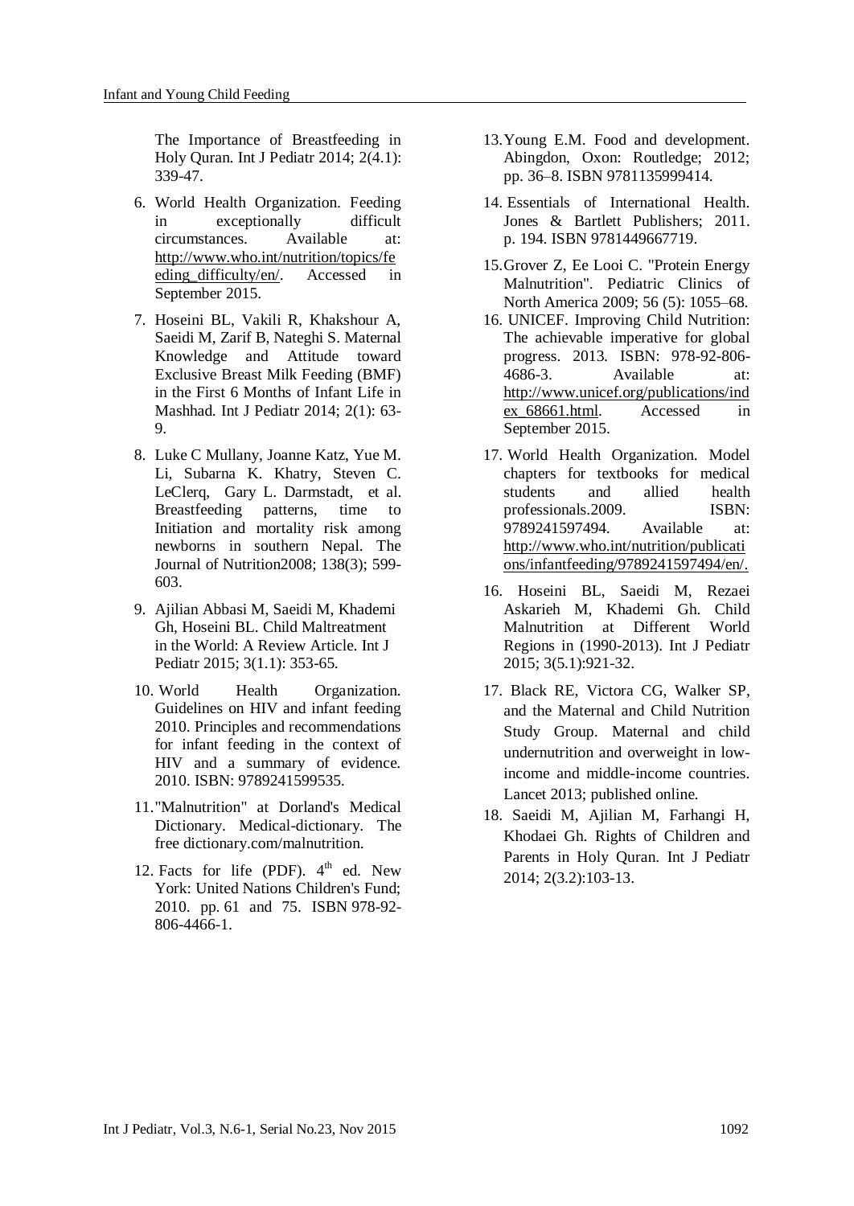The Importance of Breastfeeding in Holy Quran. Int J Pediatr 2014; 2(4.1): 339-47.

6. World Health Organization. Feeding in exceptionally difficult circumstances. Available at: http://www.who.int/nutrition/topics/feeding_difficulty/en/. Accessed in September 2015.

7. Hoseini BL, Vakili R, Khakshour A, Saeidi M, Zarif B, Nateghi S. Maternal Knowledge and Attitude toward Exclusive Breast Milk Feeding (BMF) in the First 6 Months of Infant Life in Mashhad. Int J Pediatr 2014; 2(1): 63-9.

8. Luke C Mullany, Joanne Katz, Yue M. Li, Subarna K. Khatry, Steven C. LeClerq, Gary L. Darmstadt, et al. Breastfeeding patterns, time to Initiation and mortality risk among newborns in southern Nepal. The Journal of Nutrition2008; 138(3); 599-603.

9. Ajilian Abbasi M, Saeidi M, Khademi Gh, Hoseini BL. Child Maltreatment in the World: A Review Article. Int J Pediatr 2015; 3(1.1): 353-65.

10. World Health Organization. Guidelines on HIV and infant feeding 2010. Principles and recommendations for infant feeding in the context of HIV and a summary of evidence. 2010. ISBN: 9789241599535.

11. "Malnutrition" at Dorland's Medical Dictionary. Medical-dictionary. The free dictionary.com/malnutrition.

12. Facts for life (PDF). 4th ed. New York: United Nations Children's Fund; 2010. pp. 61 and 75. ISBN 978-92-806-4466-1.

13. Young E.M. Food and development. Abingdon, Oxon: Routledge; 2012; pp. 36–8. ISBN 9781135999414.

14. Essentials of International Health. Jones & Bartlett Publishers; 2011. p. 194. ISBN 9781449667719.

15. Grover Z, Ee Looi C. "Protein Energy Malnutrition". Pediatric Clinics of North America 2009; 56 (5): 1055–68.

16. UNICEF. Improving Child Nutrition: The achievable imperative for global progress. 2013. ISBN: 978-92-806-4686-3. Available at: http://www.unicef.org/publications/index_68661.html. Accessed in September 2015.

17. World Health Organization. Model chapters for textbooks for medical students and allied health professionals.2009. ISBN: 9789241597494. Available at: http://www.who.int/nutrition/publications/infantfeeding/9789241597494/en/.

16. Hoseini BL, Saeidi M, Rezaei Askarieh M, Khademi Gh. Child Malnutrition at Different World Regions in (1990-2013). Int J Pediatr 2015; 3(5.1):921-32.

17. Black RE, Victora CG, Walker SP, and the Maternal and Child Nutrition Study Group. Maternal and child undernutrition and overweight in low-income and middle-income countries. Lancet 2013; published online.

18. Saeidi M, Ajilian M, Farhangi H, Khodaei Gh. Rights of Children and Parents in Holy Quran. Int J Pediatr 2014; 2(3.2):103-13.